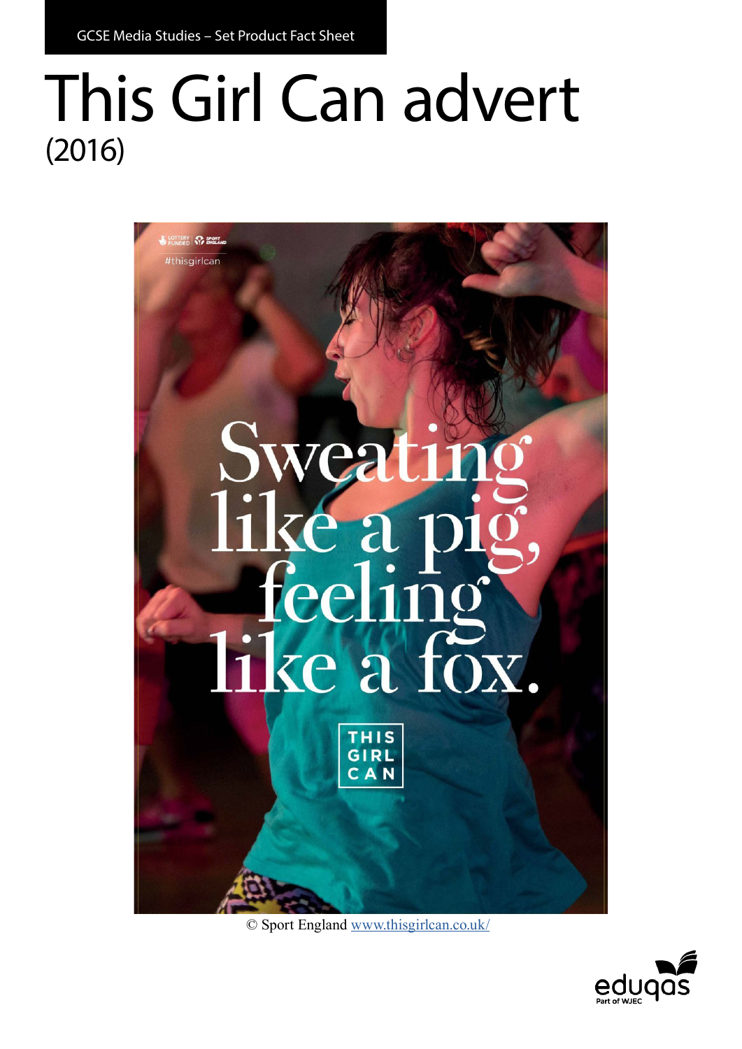GCSE Media Studies – Set Product Fact Sheet

# This Girl Can advert
(2016)

© Sport England www.thisgirlcan.co.uk/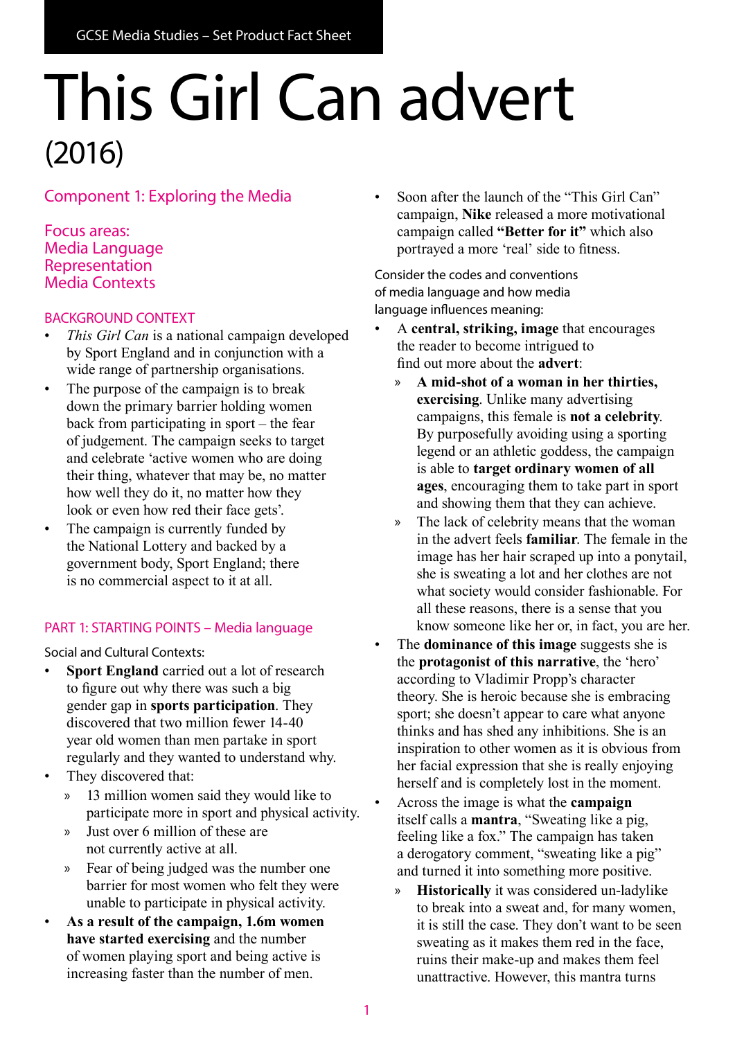# This Girl Can advert

(2016)

## Component 1: Exploring the Media

Focus areas:
Media Language
Representation
Media Contexts

### BACKGROUND CONTEXT

- *This Girl Can* is a national campaign developed by Sport England and in conjunction with a wide range of partnership organisations.
- The purpose of the campaign is to break down the primary barrier holding women back from participating in sport – the fear of judgement. The campaign seeks to target and celebrate 'active women who are doing their thing, whatever that may be, no matter how well they do it, no matter how they look or even how red their face gets'.
- The campaign is currently funded by the National Lottery and backed by a government body, Sport England; there is no commercial aspect to it at all.

### PART 1: STARTING POINTS – Media language

Social and Cultural Contexts:

- **Sport England** carried out a lot of research to figure out why there was such a big gender gap in **sports participation**. They discovered that two million fewer 14-40 year old women than men partake in sport regularly and they wanted to understand why.
- They discovered that:
  - 13 million women said they would like to participate more in sport and physical activity.
  - Just over 6 million of these are not currently active at all.
  - Fear of being judged was the number one barrier for most women who felt they were unable to participate in physical activity.
- **As a result of the campaign, 1.6m women have started exercising** and the number of women playing sport and being active is increasing faster than the number of men.
- Soon after the launch of the "This Girl Can" campaign, **Nike** released a more motivational campaign called **"Better for it"** which also portrayed a more 'real' side to fitness.

Consider the codes and conventions of media language and how media language influences meaning:

- A **central, striking, image** that encourages the reader to become intrigued to find out more about the **advert**:
  - **A mid-shot of a woman in her thirties, exercising**. Unlike many advertising campaigns, this female is **not a celebrity**. By purposefully avoiding using a sporting legend or an athletic goddess, the campaign is able to **target ordinary women of all ages**, encouraging them to take part in sport and showing them that they can achieve.
  - The lack of celebrity means that the woman in the advert feels **familiar**. The female in the image has her hair scraped up into a ponytail, she is sweating a lot and her clothes are not what society would consider fashionable. For all these reasons, there is a sense that you know someone like her or, in fact, you are her.
- The **dominance of this image** suggests she is the **protagonist of this narrative**, the 'hero' according to Vladimir Propp's character theory. She is heroic because she is embracing sport; she doesn't appear to care what anyone thinks and has shed any inhibitions. She is an inspiration to other women as it is obvious from her facial expression that she is really enjoying herself and is completely lost in the moment.
- Across the image is what the **campaign** itself calls a **mantra**, "Sweating like a pig, feeling like a fox." The campaign has taken a derogatory comment, "sweating like a pig" and turned it into something more positive.
  - **Historically** it was considered un-ladylike to break into a sweat and, for many women, it is still the case. They don't want to be seen sweating as it makes them red in the face, ruins their make-up and makes them feel unattractive. However, this mantra turns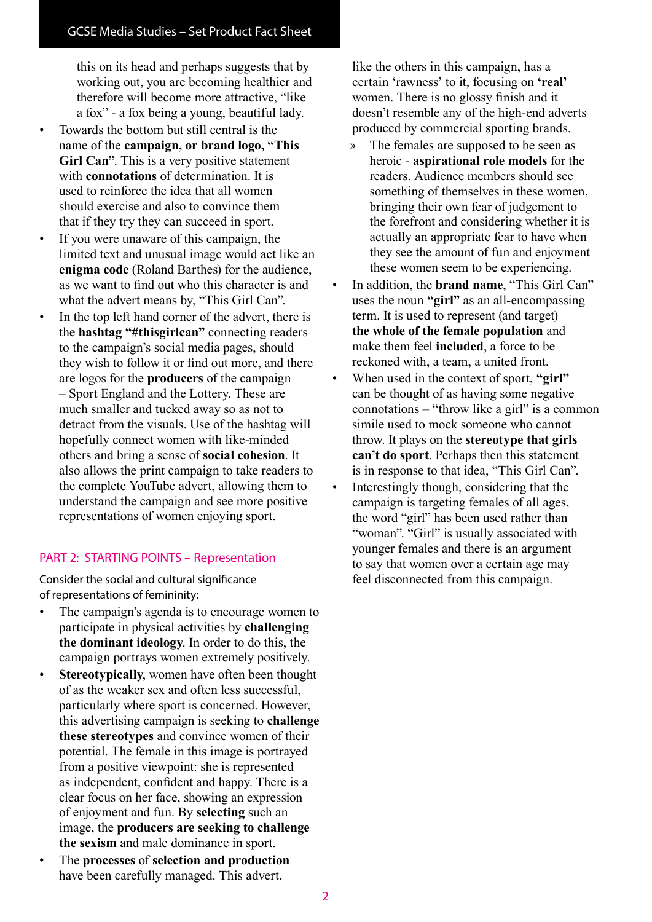this on its head and perhaps suggests that by working out, you are becoming healthier and therefore will become more attractive, "like a fox" - a fox being a young, beautiful lady.

- Towards the bottom but still central is the name of the **campaign, or brand logo, "This Girl Can"**. This is a very positive statement with **connotations** of determination. It is used to reinforce the idea that all women should exercise and also to convince them that if they try they can succeed in sport.
- If you were unaware of this campaign, the limited text and unusual image would act like an **enigma code** (Roland Barthes) for the audience, as we want to find out who this character is and what the advert means by, "This Girl Can".
- In the top left hand corner of the advert, there is the **hashtag "#thisgirlcan"** connecting readers to the campaign's social media pages, should they wish to follow it or find out more, and there are logos for the **producers** of the campaign – Sport England and the Lottery. These are much smaller and tucked away so as not to detract from the visuals. Use of the hashtag will hopefully connect women with like-minded others and bring a sense of **social cohesion**. It also allows the print campaign to take readers to the complete YouTube advert, allowing them to understand the campaign and see more positive representations of women enjoying sport.

## PART 2: STARTING POINTS – Representation

Consider the social and cultural significance of representations of femininity:

- The campaign's agenda is to encourage women to participate in physical activities by **challenging the dominant ideology**. In order to do this, the campaign portrays women extremely positively.
- **Stereotypically**, women have often been thought of as the weaker sex and often less successful, particularly where sport is concerned. However, this advertising campaign is seeking to **challenge these stereotypes** and convince women of their potential. The female in this image is portrayed from a positive viewpoint: she is represented as independent, confident and happy. There is a clear focus on her face, showing an expression of enjoyment and fun. By **selecting** such an image, the **producers are seeking to challenge the sexism** and male dominance in sport.
- The **processes** of **selection and production** have been carefully managed. This advert, like the others in this campaign, has a certain 'rawness' to it, focusing on **'real'** women. There is no glossy finish and it doesn't resemble any of the high-end adverts produced by commercial sporting brands.
  - The females are supposed to be seen as heroic - **aspirational role models** for the readers. Audience members should see something of themselves in these women, bringing their own fear of judgement to the forefront and considering whether it is actually an appropriate fear to have when they see the amount of fun and enjoyment these women seem to be experiencing.
- In addition, the **brand name**, "This Girl Can" uses the noun **"girl"** as an all-encompassing term. It is used to represent (and target) **the whole of the female population** and make them feel **included**, a force to be reckoned with, a team, a united front.
- When used in the context of sport, **"girl"** can be thought of as having some negative connotations – "throw like a girl" is a common simile used to mock someone who cannot throw. It plays on the **stereotype that girls can't do sport**. Perhaps then this statement is in response to that idea, "This Girl Can".
- Interestingly though, considering that the campaign is targeting females of all ages, the word "girl" has been used rather than "woman". "Girl" is usually associated with younger females and there is an argument to say that women over a certain age may feel disconnected from this campaign.